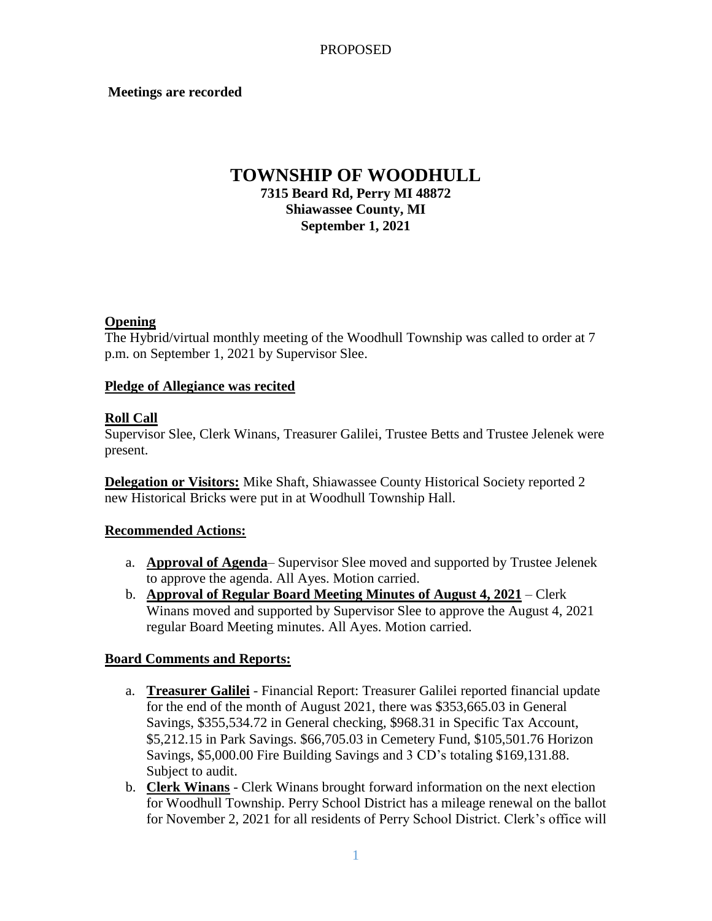PROPOSED

**Meetings are recorded**

# TOWNSHIP OF WOODHULL

**7315 Beard Rd, Perry MI 48872**
**Shiawassee County, MI**
**September 1, 2021**

## Opening

The Hybrid/virtual monthly meeting of the Woodhull Township was called to order at 7 p.m. on September 1, 2021 by Supervisor Slee.

## Pledge of Allegiance was recited

## Roll Call

Supervisor Slee, Clerk Winans, Treasurer Galilei, Trustee Betts and Trustee Jelenek were present.

**Delegation or Visitors:** Mike Shaft, Shiawassee County Historical Society reported 2 new Historical Bricks were put in at Woodhull Township Hall.

## Recommended Actions:

a. **Approval of Agenda**– Supervisor Slee moved and supported by Trustee Jelenek to approve the agenda. All Ayes. Motion carried.
b. **Approval of Regular Board Meeting Minutes of August 4, 2021** – Clerk Winans moved and supported by Supervisor Slee to approve the August 4, 2021 regular Board Meeting minutes. All Ayes. Motion carried.

## Board Comments and Reports:

a. **Treasurer Galilei** - Financial Report: Treasurer Galilei reported financial update for the end of the month of August 2021, there was $353,665.03 in General Savings, $355,534.72 in General checking, $968.31 in Specific Tax Account, $5,212.15 in Park Savings. $66,705.03 in Cemetery Fund, $105,501.76 Horizon Savings, $5,000.00 Fire Building Savings and 3 CD's totaling $169,131.88. Subject to audit.
b. **Clerk Winans** - Clerk Winans brought forward information on the next election for Woodhull Township. Perry School District has a mileage renewal on the ballot for November 2, 2021 for all residents of Perry School District. Clerk's office will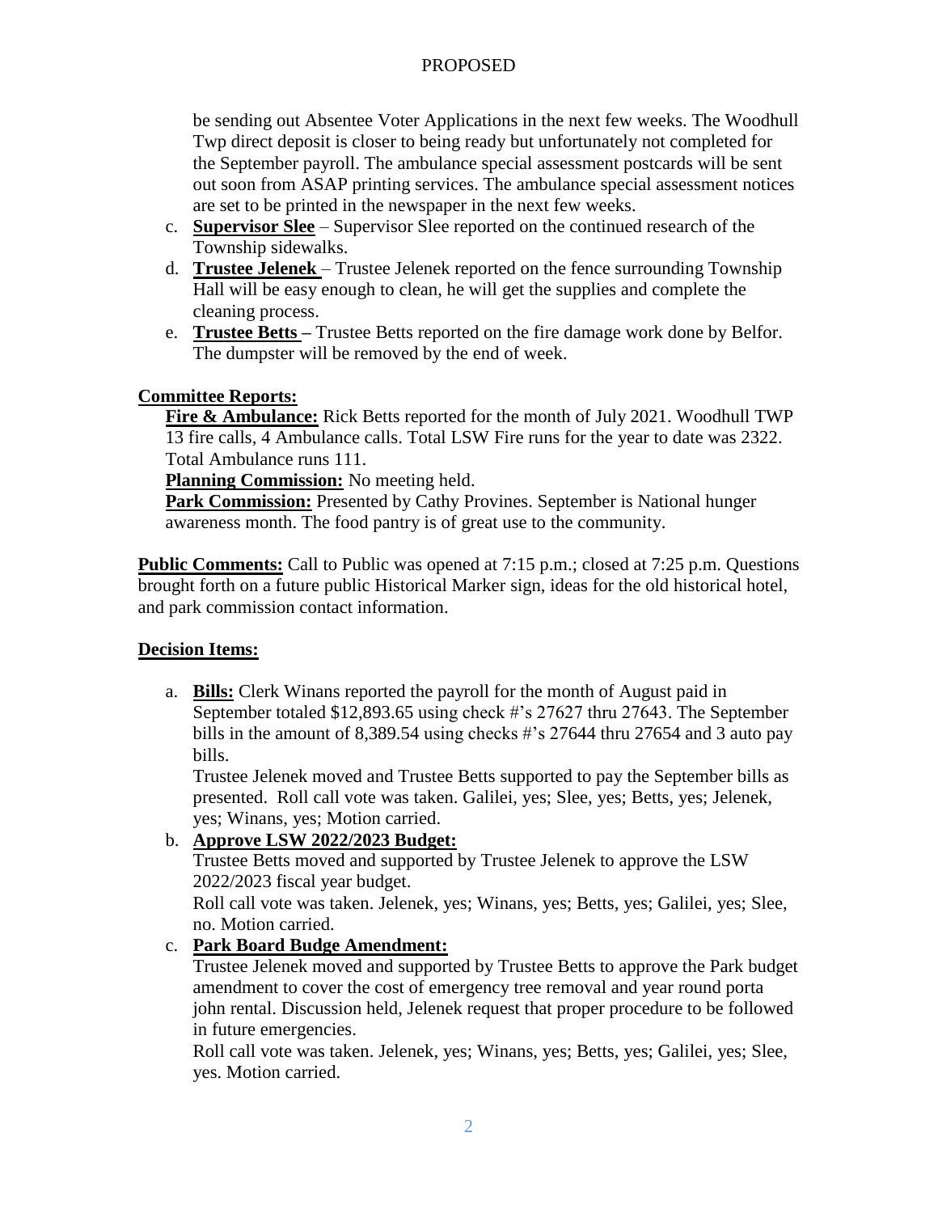be sending out Absentee Voter Applications in the next few weeks. The Woodhull Twp direct deposit is closer to being ready but unfortunately not completed for the September payroll. The ambulance special assessment postcards will be sent out soon from ASAP printing services. The ambulance special assessment notices are set to be printed in the newspaper in the next few weeks.

c. **Supervisor Slee** – Supervisor Slee reported on the continued research of the Township sidewalks.
d. **Trustee Jelenek** – Trustee Jelenek reported on the fence surrounding Township Hall will be easy enough to clean, he will get the supplies and complete the cleaning process.
e. **Trustee Betts** – Trustee Betts reported on the fire damage work done by Belfor. The dumpster will be removed by the end of week.

**Committee Reports:**

**Fire & Ambulance:** Rick Betts reported for the month of July 2021. Woodhull TWP 13 fire calls, 4 Ambulance calls. Total LSW Fire runs for the year to date was 2322. Total Ambulance runs 111.

**Planning Commission:** No meeting held.

**Park Commission:** Presented by Cathy Provines. September is National hunger awareness month. The food pantry is of great use to the community.

**Public Comments:** Call to Public was opened at 7:15 p.m.; closed at 7:25 p.m. Questions brought forth on a future public Historical Marker sign, ideas for the old historical hotel, and park commission contact information.

**Decision Items:**

a. **Bills:** Clerk Winans reported the payroll for the month of August paid in September totaled $12,893.65 using check #'s 27627 thru 27643. The September bills in the amount of 8,389.54 using checks #'s 27644 thru 27654 and 3 auto pay bills.

   Trustee Jelenek moved and Trustee Betts supported to pay the September bills as presented. Roll call vote was taken. Galilei, yes; Slee, yes; Betts, yes; Jelenek, yes; Winans, yes; Motion carried.

b. **Approve LSW 2022/2023 Budget:**

   Trustee Betts moved and supported by Trustee Jelenek to approve the LSW 2022/2023 fiscal year budget.

   Roll call vote was taken. Jelenek, yes; Winans, yes; Betts, yes; Galilei, yes; Slee, no. Motion carried.

c. **Park Board Budge Amendment:**

   Trustee Jelenek moved and supported by Trustee Betts to approve the Park budget amendment to cover the cost of emergency tree removal and year round porta john rental. Discussion held, Jelenek request that proper procedure to be followed in future emergencies.

   Roll call vote was taken. Jelenek, yes; Winans, yes; Betts, yes; Galilei, yes; Slee, yes. Motion carried.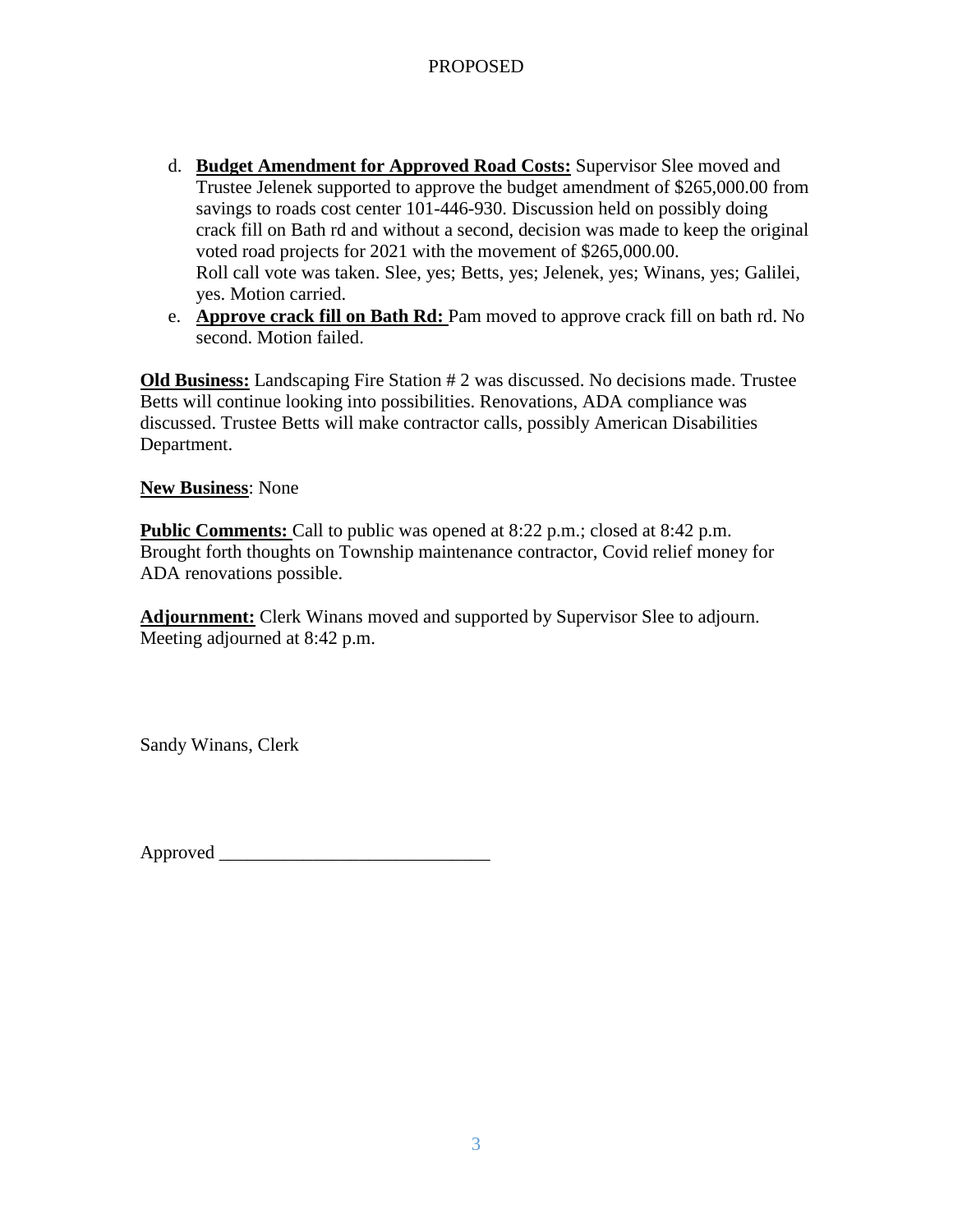PROPOSED

d. **Budget Amendment for Approved Road Costs:** Supervisor Slee moved and Trustee Jelenek supported to approve the budget amendment of $265,000.00 from savings to roads cost center 101-446-930. Discussion held on possibly doing crack fill on Bath rd and without a second, decision was made to keep the original voted road projects for 2021 with the movement of $265,000.00.
   Roll call vote was taken. Slee, yes; Betts, yes; Jelenek, yes; Winans, yes; Galilei, yes. Motion carried.
e. **Approve crack fill on Bath Rd:** Pam moved to approve crack fill on bath rd. No second. Motion failed.

**Old Business:** Landscaping Fire Station # 2 was discussed. No decisions made. Trustee Betts will continue looking into possibilities. Renovations, ADA compliance was discussed. Trustee Betts will make contractor calls, possibly American Disabilities Department.

**New Business**: None

**Public Comments:** Call to public was opened at 8:22 p.m.; closed at 8:42 p.m. Brought forth thoughts on Township maintenance contractor, Covid relief money for ADA renovations possible.

**Adjournment:** Clerk Winans moved and supported by Supervisor Slee to adjourn. Meeting adjourned at 8:42 p.m.

Sandy Winans, Clerk

Approved ____________________________